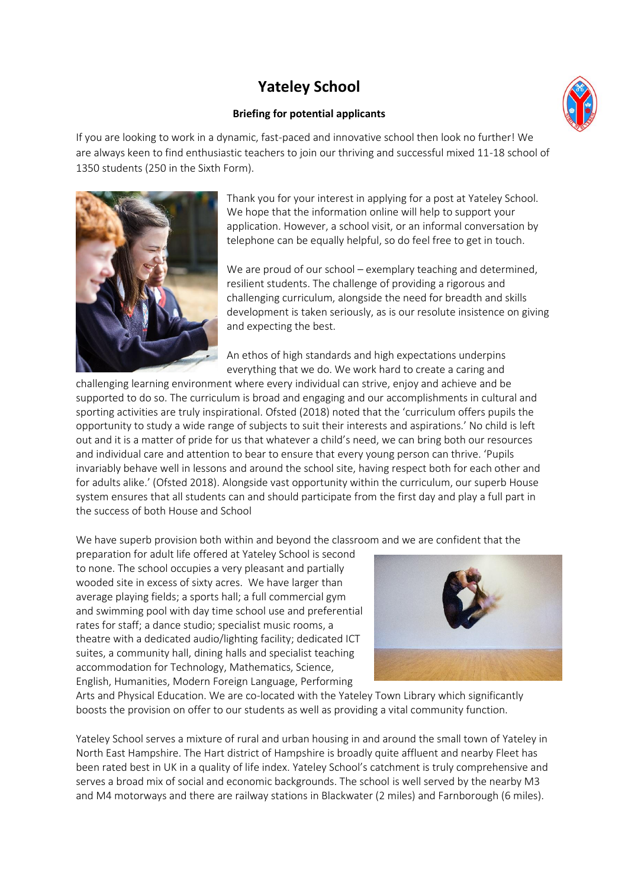# Yateley School

**Briefing for potential applicants**

If you are looking to work in a dynamic, fast-paced and innovative school then look no further! We are always keen to find enthusiastic teachers to join our thriving and successful mixed 11-18 school of 1350 students (250 in the Sixth Form).

Thank you for your interest in applying for a post at Yateley School. We hope that the information online will help to support your application. However, a school visit, or an informal conversation by telephone can be equally helpful, so do feel free to get in touch.

We are proud of our school – exemplary teaching and determined, resilient students. The challenge of providing a rigorous and challenging curriculum, alongside the need for breadth and skills development is taken seriously, as is our resolute insistence on giving and expecting the best.

An ethos of high standards and high expectations underpins everything that we do. We work hard to create a caring and challenging learning environment where every individual can strive, enjoy and achieve and be supported to do so. The curriculum is broad and engaging and our accomplishments in cultural and sporting activities are truly inspirational. Ofsted (2018) noted that the 'curriculum offers pupils the opportunity to study a wide range of subjects to suit their interests and aspirations.' No child is left out and it is a matter of pride for us that whatever a child's need, we can bring both our resources and individual care and attention to bear to ensure that every young person can thrive. 'Pupils invariably behave well in lessons and around the school site, having respect both for each other and for adults alike.' (Ofsted 2018). Alongside vast opportunity within the curriculum, our superb House system ensures that all students can and should participate from the first day and play a full part in the success of both House and School

We have superb provision both within and beyond the classroom and we are confident that the preparation for adult life offered at Yateley School is second to none. The school occupies a very pleasant and partially wooded site in excess of sixty acres. We have larger than average playing fields; a sports hall; a full commercial gym and swimming pool with day time school use and preferential rates for staff; a dance studio; specialist music rooms, a theatre with a dedicated audio/lighting facility; dedicated ICT suites, a community hall, dining halls and specialist teaching accommodation for Technology, Mathematics, Science, English, Humanities, Modern Foreign Language, Performing Arts and Physical Education. We are co-located with the Yateley Town Library which significantly boosts the provision on offer to our students as well as providing a vital community function.

Yateley School serves a mixture of rural and urban housing in and around the small town of Yateley in North East Hampshire. The Hart district of Hampshire is broadly quite affluent and nearby Fleet has been rated best in UK in a quality of life index. Yateley School's catchment is truly comprehensive and serves a broad mix of social and economic backgrounds. The school is well served by the nearby M3 and M4 motorways and there are railway stations in Blackwater (2 miles) and Farnborough (6 miles).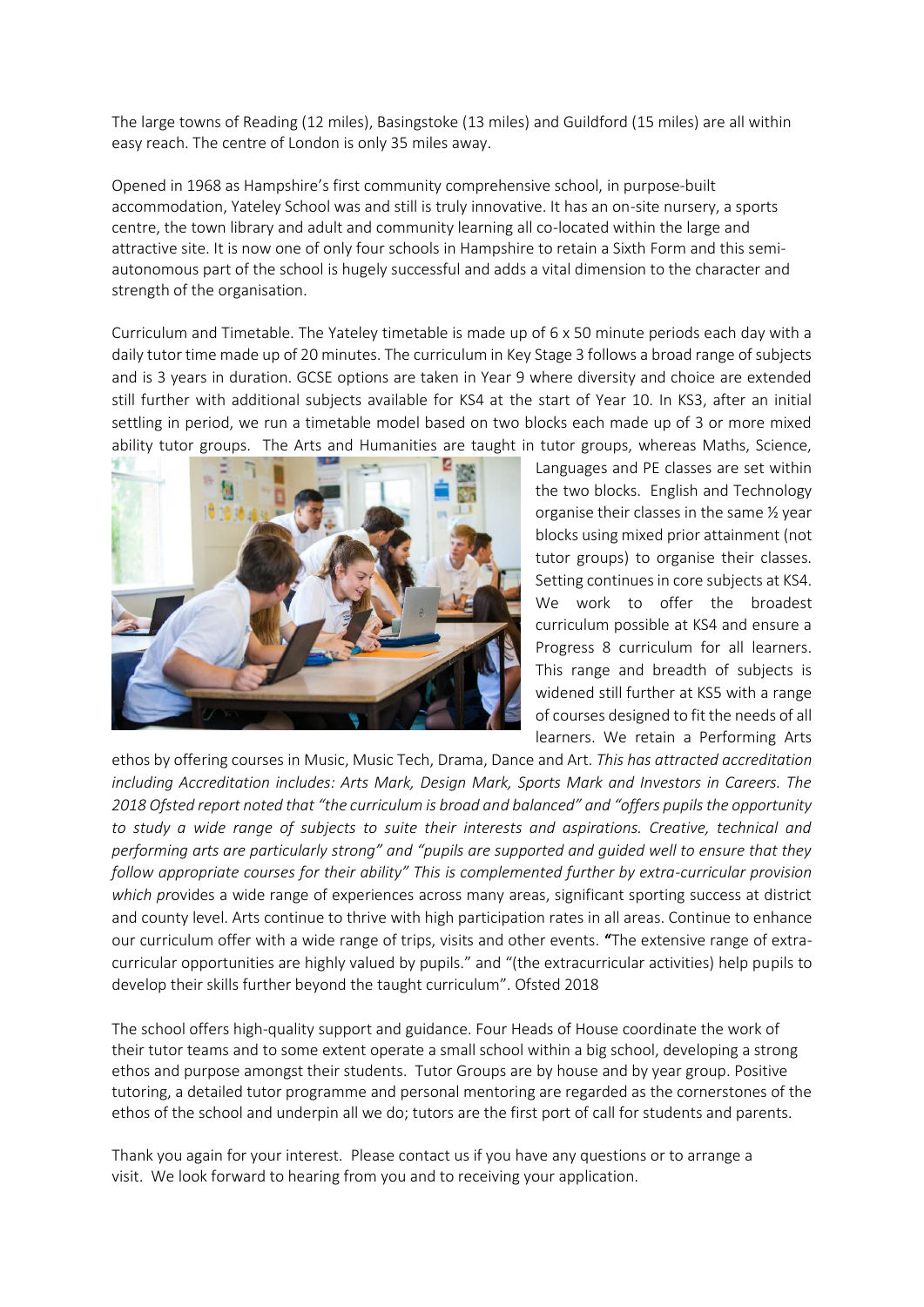The large towns of Reading (12 miles), Basingstoke (13 miles) and Guildford (15 miles) are all within easy reach. The centre of London is only 35 miles away.

Opened in 1968 as Hampshire's first community comprehensive school, in purpose-built accommodation, Yateley School was and still is truly innovative. It has an on-site nursery, a sports centre, the town library and adult and community learning all co-located within the large and attractive site. It is now one of only four schools in Hampshire to retain a Sixth Form and this semi-autonomous part of the school is hugely successful and adds a vital dimension to the character and strength of the organisation.

Curriculum and Timetable. The Yateley timetable is made up of 6 x 50 minute periods each day with a daily tutor time made up of 20 minutes. The curriculum in Key Stage 3 follows a broad range of subjects and is 3 years in duration. GCSE options are taken in Year 9 where diversity and choice are extended still further with additional subjects available for KS4 at the start of Year 10. In KS3, after an initial settling in period, we run a timetable model based on two blocks each made up of 3 or more mixed ability tutor groups. The Arts and Humanities are taught in tutor groups, whereas Maths, Science, Languages and PE classes are set within the two blocks. English and Technology organise their classes in the same ½ year blocks using mixed prior attainment (not tutor groups) to organise their classes. Setting continues in core subjects at KS4. We work to offer the broadest curriculum possible at KS4 and ensure a Progress 8 curriculum for all learners. This range and breadth of subjects is widened still further at KS5 with a range of courses designed to fit the needs of all learners. We retain a Performing Arts ethos by offering courses in Music, Music Tech, Drama, Dance and Art. *This has attracted accreditation including Accreditation includes: Arts Mark, Design Mark, Sports Mark and Investors in Careers. The 2018 Ofsted report noted that "the curriculum is broad and balanced" and "offers pupils the opportunity to study a wide range of subjects to suite their interests and aspirations. Creative, technical and performing arts are particularly strong" and "pupils are supported and guided well to ensure that they follow appropriate courses for their ability" This is complemented further by extra-curricular provision which pr*ovides a wide range of experiences across many areas, significant sporting success at district and county level. Arts continue to thrive with high participation rates in all areas. Continue to enhance our curriculum offer with a wide range of trips, visits and other events. **"**The extensive range of extra-curricular opportunities are highly valued by pupils." and "(the extracurricular activities) help pupils to develop their skills further beyond the taught curriculum". Ofsted 2018

The school offers high-quality support and guidance. Four Heads of House coordinate the work of their tutor teams and to some extent operate a small school within a big school, developing a strong ethos and purpose amongst their students. Tutor Groups are by house and by year group. Positive tutoring, a detailed tutor programme and personal mentoring are regarded as the cornerstones of the ethos of the school and underpin all we do; tutors are the first port of call for students and parents.

Thank you again for your interest. Please contact us if you have any questions or to arrange a visit. We look forward to hearing from you and to receiving your application.